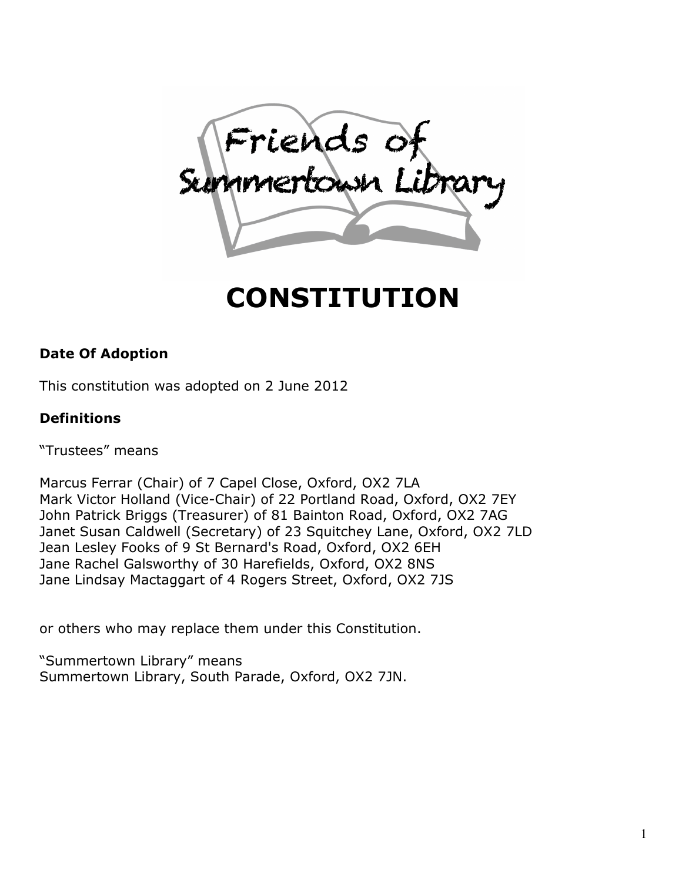# CONSTITUTION

**Date Of Adoption**

This constitution was adopted on 2 June 2012

**Definitions**

"Trustees" means

Marcus Ferrar (Chair) of 7 Capel Close, Oxford, OX2 7LA
Mark Victor Holland (Vice-Chair) of 22 Portland Road, Oxford, OX2 7EY
John Patrick Briggs (Treasurer) of 81 Bainton Road, Oxford, OX2 7AG
Janet Susan Caldwell (Secretary) of 23 Squitchey Lane, Oxford, OX2 7LD
Jean Lesley Fooks of 9 St Bernard's Road, Oxford, OX2 6EH
Jane Rachel Galsworthy of 30 Harefields, Oxford, OX2 8NS
Jane Lindsay Mactaggart of 4 Rogers Street, Oxford, OX2 7JS

or others who may replace them under this Constitution.

"Summertown Library" means
Summertown Library, South Parade, Oxford, OX2 7JN.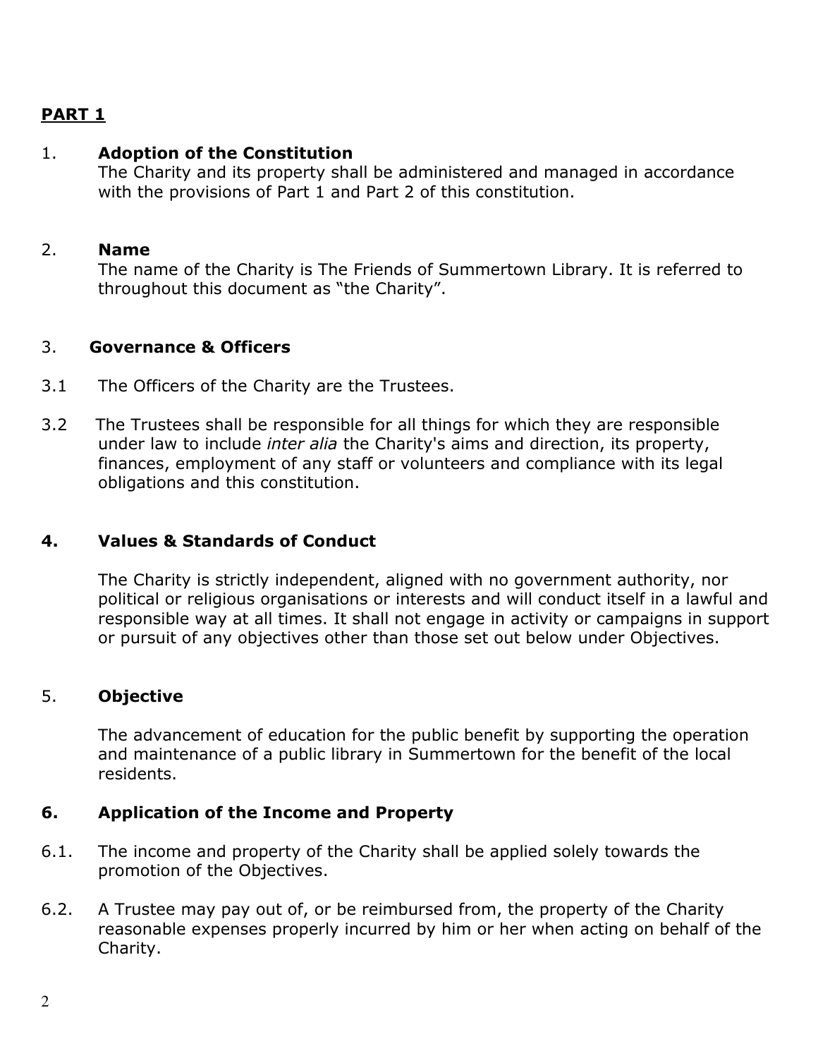## PART 1

1. **Adoption of the Constitution**
   The Charity and its property shall be administered and managed in accordance with the provisions of Part 1 and Part 2 of this constitution.

2. **Name**
   The name of the Charity is The Friends of Summertown Library. It is referred to throughout this document as "the Charity".

3. **Governance & Officers**

3.1 The Officers of the Charity are the Trustees.

3.2 The Trustees shall be responsible for all things for which they are responsible under law to include *inter alia* the Charity's aims and direction, its property, finances, employment of any staff or volunteers and compliance with its legal obligations and this constitution.

**4. Values & Standards of Conduct**

The Charity is strictly independent, aligned with no government authority, nor political or religious organisations or interests and will conduct itself in a lawful and responsible way at all times. It shall not engage in activity or campaigns in support or pursuit of any objectives other than those set out below under Objectives.

5. **Objective**

The advancement of education for the public benefit by supporting the operation and maintenance of a public library in Summertown for the benefit of the local residents.

**6. Application of the Income and Property**

6.1. The income and property of the Charity shall be applied solely towards the promotion of the Objectives.

6.2. A Trustee may pay out of, or be reimbursed from, the property of the Charity reasonable expenses properly incurred by him or her when acting on behalf of the Charity.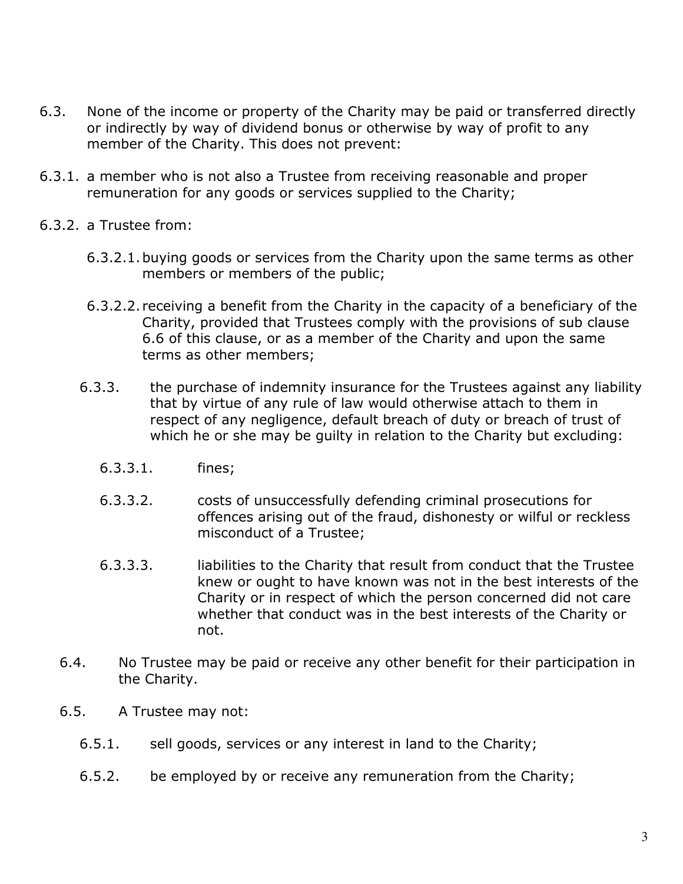6.3. None of the income or property of the Charity may be paid or transferred directly or indirectly by way of dividend bonus or otherwise by way of profit to any member of the Charity. This does not prevent:

6.3.1. a member who is not also a Trustee from receiving reasonable and proper remuneration for any goods or services supplied to the Charity;

6.3.2. a Trustee from:

6.3.2.1. buying goods or services from the Charity upon the same terms as other members or members of the public;

6.3.2.2. receiving a benefit from the Charity in the capacity of a beneficiary of the Charity, provided that Trustees comply with the provisions of sub clause 6.6 of this clause, or as a member of the Charity and upon the same terms as other members;

6.3.3. the purchase of indemnity insurance for the Trustees against any liability that by virtue of any rule of law would otherwise attach to them in respect of any negligence, default breach of duty or breach of trust of which he or she may be guilty in relation to the Charity but excluding:

6.3.3.1. fines;

6.3.3.2. costs of unsuccessfully defending criminal prosecutions for offences arising out of the fraud, dishonesty or wilful or reckless misconduct of a Trustee;

6.3.3.3. liabilities to the Charity that result from conduct that the Trustee knew or ought to have known was not in the best interests of the Charity or in respect of which the person concerned did not care whether that conduct was in the best interests of the Charity or not.

6.4. No Trustee may be paid or receive any other benefit for their participation in the Charity.

6.5. A Trustee may not:

6.5.1. sell goods, services or any interest in land to the Charity;

6.5.2. be employed by or receive any remuneration from the Charity;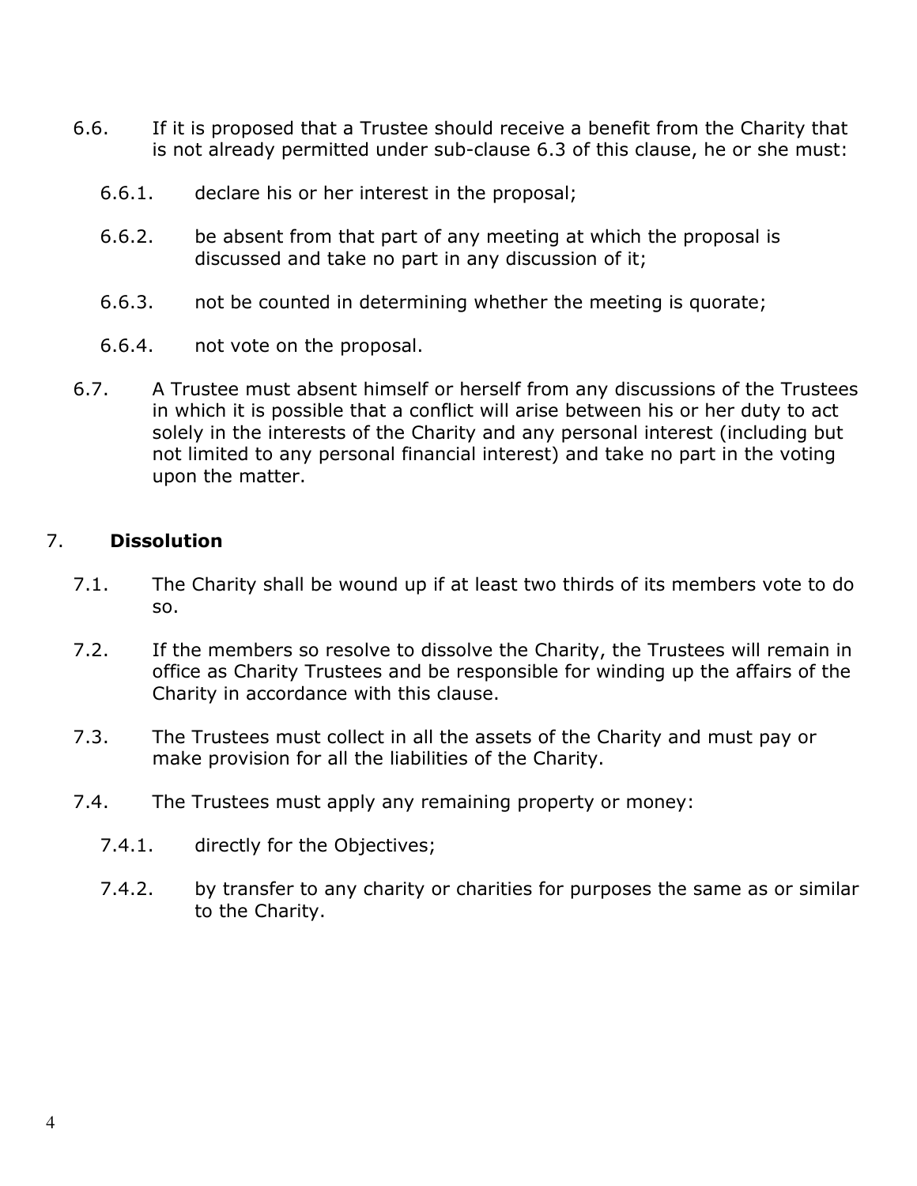6.6. If it is proposed that a Trustee should receive a benefit from the Charity that is not already permitted under sub-clause 6.3 of this clause, he or she must:

6.6.1. declare his or her interest in the proposal;

6.6.2. be absent from that part of any meeting at which the proposal is discussed and take no part in any discussion of it;

6.6.3. not be counted in determining whether the meeting is quorate;

6.6.4. not vote on the proposal.

6.7. A Trustee must absent himself or herself from any discussions of the Trustees in which it is possible that a conflict will arise between his or her duty to act solely in the interests of the Charity and any personal interest (including but not limited to any personal financial interest) and take no part in the voting upon the matter.

## 7. **Dissolution**

7.1. The Charity shall be wound up if at least two thirds of its members vote to do so.

7.2. If the members so resolve to dissolve the Charity, the Trustees will remain in office as Charity Trustees and be responsible for winding up the affairs of the Charity in accordance with this clause.

7.3. The Trustees must collect in all the assets of the Charity and must pay or make provision for all the liabilities of the Charity.

7.4. The Trustees must apply any remaining property or money:

7.4.1. directly for the Objectives;

7.4.2. by transfer to any charity or charities for purposes the same as or similar to the Charity.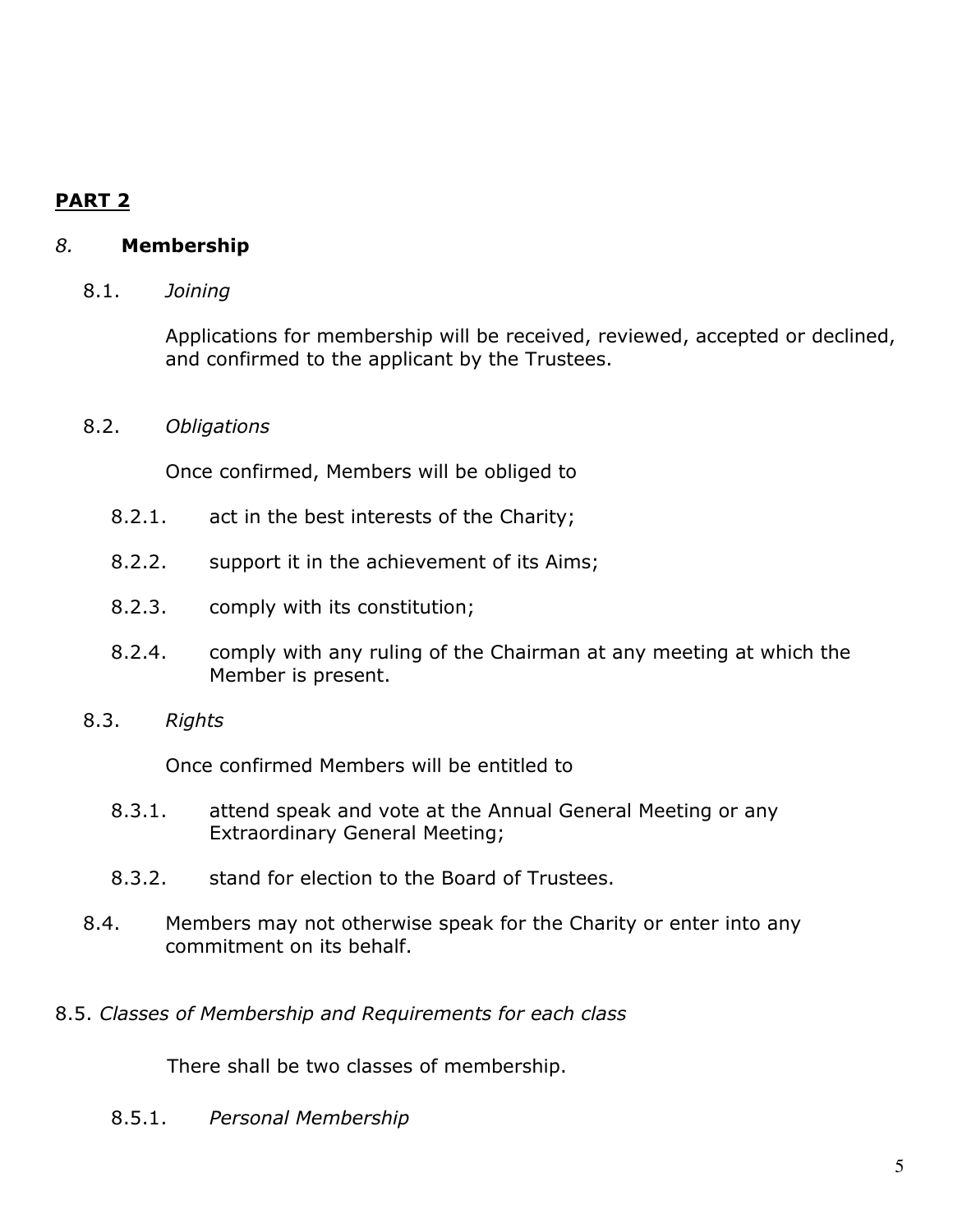## PART 2

### *8.* Membership

8.1. *Joining*

Applications for membership will be received, reviewed, accepted or declined, and confirmed to the applicant by the Trustees.

8.2. *Obligations*

Once confirmed, Members will be obliged to

- 8.2.1. act in the best interests of the Charity;
- 8.2.2. support it in the achievement of its Aims;
- 8.2.3. comply with its constitution;
- 8.2.4. comply with any ruling of the Chairman at any meeting at which the Member is present.

8.3. *Rights*

Once confirmed Members will be entitled to

- 8.3.1. attend speak and vote at the Annual General Meeting or any Extraordinary General Meeting;
- 8.3.2. stand for election to the Board of Trustees.

8.4. Members may not otherwise speak for the Charity or enter into any commitment on its behalf.

8.5. *Classes of Membership and Requirements for each class*

There shall be two classes of membership.

8.5.1. *Personal Membership*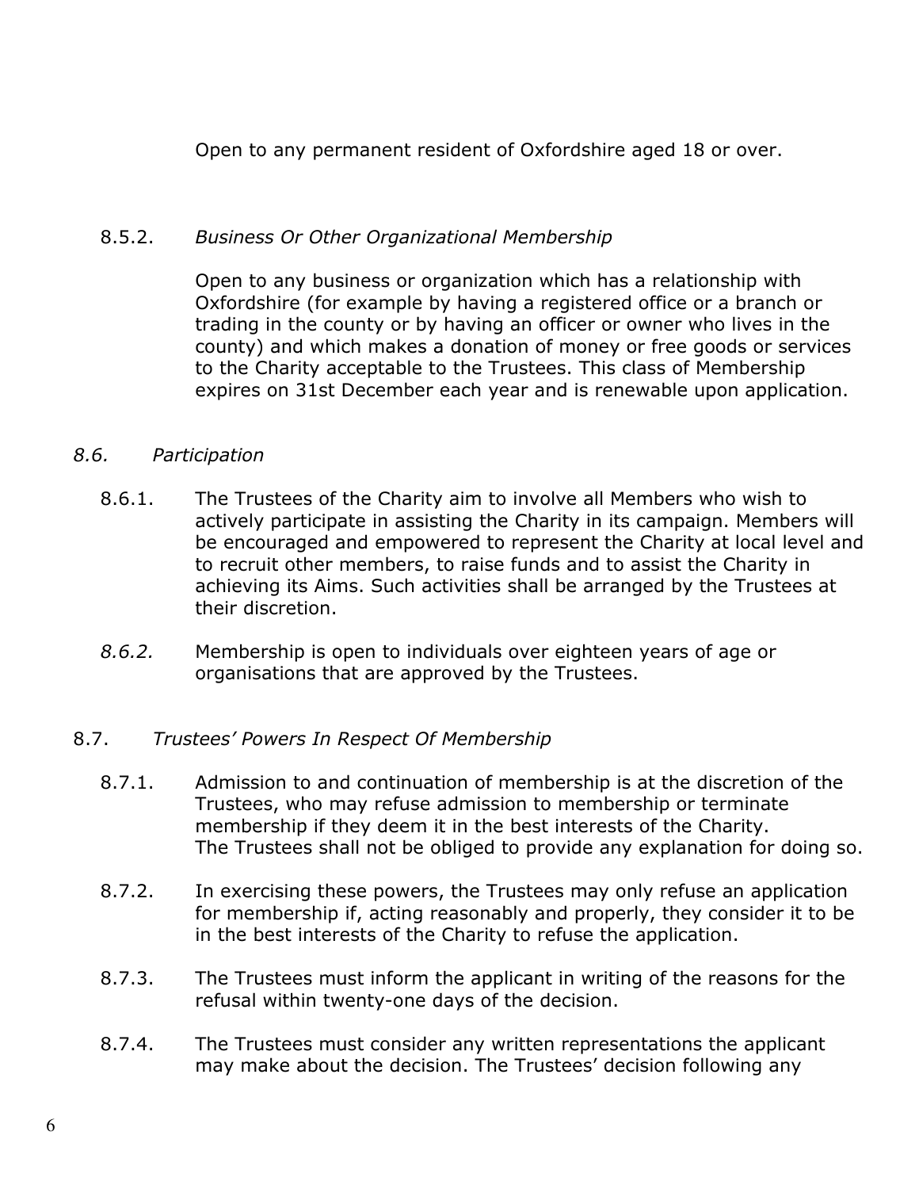Open to any permanent resident of Oxfordshire aged 18 or over.

8.5.2. *Business Or Other Organizational Membership*

Open to any business or organization which has a relationship with Oxfordshire (for example by having a registered office or a branch or trading in the county or by having an officer or owner who lives in the county) and which makes a donation of money or free goods or services to the Charity acceptable to the Trustees. This class of Membership expires on 31st December each year and is renewable upon application.

*8.6. Participation*

8.6.1. The Trustees of the Charity aim to involve all Members who wish to actively participate in assisting the Charity in its campaign. Members will be encouraged and empowered to represent the Charity at local level and to recruit other members, to raise funds and to assist the Charity in achieving its Aims. Such activities shall be arranged by the Trustees at their discretion.

*8.6.2.* Membership is open to individuals over eighteen years of age or organisations that are approved by the Trustees.

8.7. *Trustees' Powers In Respect Of Membership*

8.7.1. Admission to and continuation of membership is at the discretion of the Trustees, who may refuse admission to membership or terminate membership if they deem it in the best interests of the Charity. The Trustees shall not be obliged to provide any explanation for doing so.

8.7.2. In exercising these powers, the Trustees may only refuse an application for membership if, acting reasonably and properly, they consider it to be in the best interests of the Charity to refuse the application.

8.7.3. The Trustees must inform the applicant in writing of the reasons for the refusal within twenty-one days of the decision.

8.7.4. The Trustees must consider any written representations the applicant may make about the decision. The Trustees' decision following any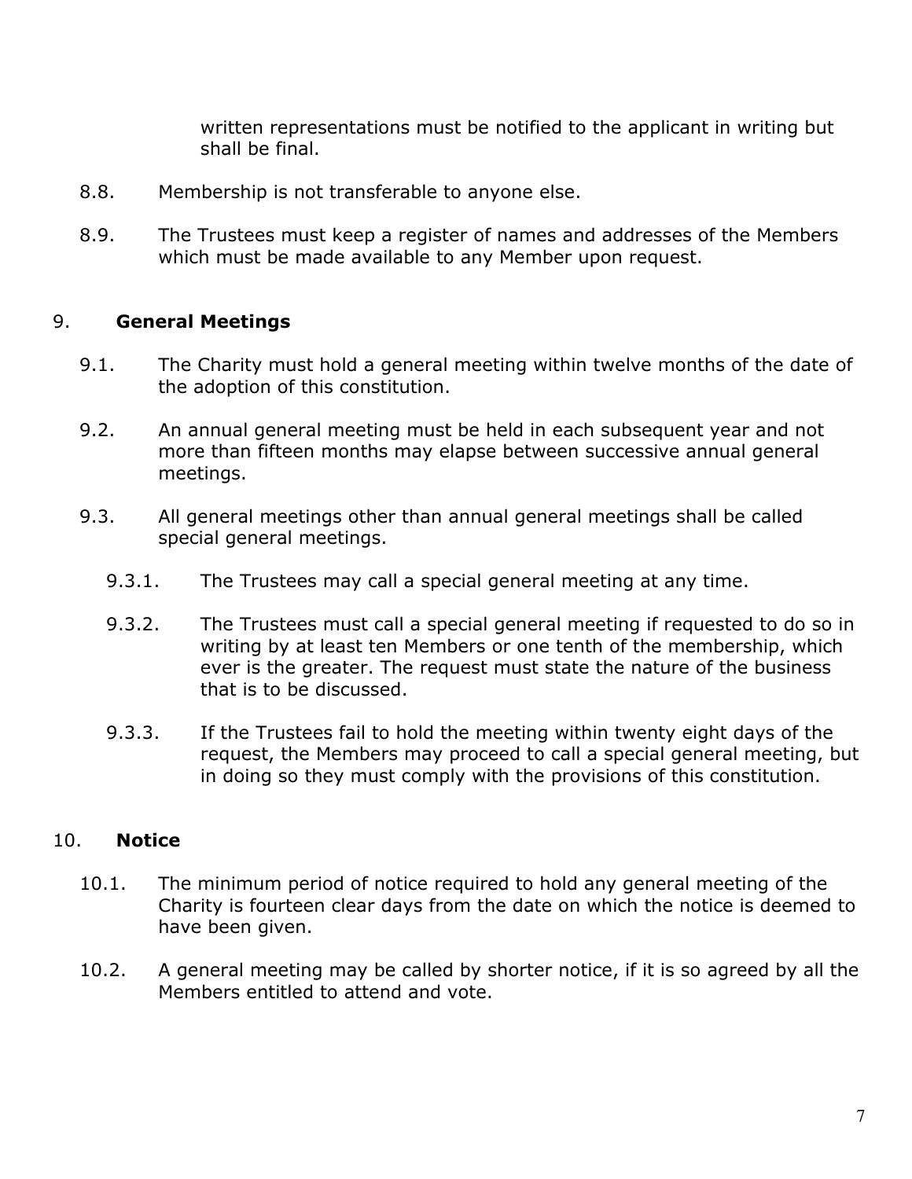written representations must be notified to the applicant in writing but shall be final.

8.8. Membership is not transferable to anyone else.

8.9. The Trustees must keep a register of names and addresses of the Members which must be made available to any Member upon request.

## 9. **General Meetings**

9.1. The Charity must hold a general meeting within twelve months of the date of the adoption of this constitution.

9.2. An annual general meeting must be held in each subsequent year and not more than fifteen months may elapse between successive annual general meetings.

9.3. All general meetings other than annual general meetings shall be called special general meetings.

9.3.1. The Trustees may call a special general meeting at any time.

9.3.2. The Trustees must call a special general meeting if requested to do so in writing by at least ten Members or one tenth of the membership, which ever is the greater. The request must state the nature of the business that is to be discussed.

9.3.3. If the Trustees fail to hold the meeting within twenty eight days of the request, the Members may proceed to call a special general meeting, but in doing so they must comply with the provisions of this constitution.

## 10. **Notice**

10.1. The minimum period of notice required to hold any general meeting of the Charity is fourteen clear days from the date on which the notice is deemed to have been given.

10.2. A general meeting may be called by shorter notice, if it is so agreed by all the Members entitled to attend and vote.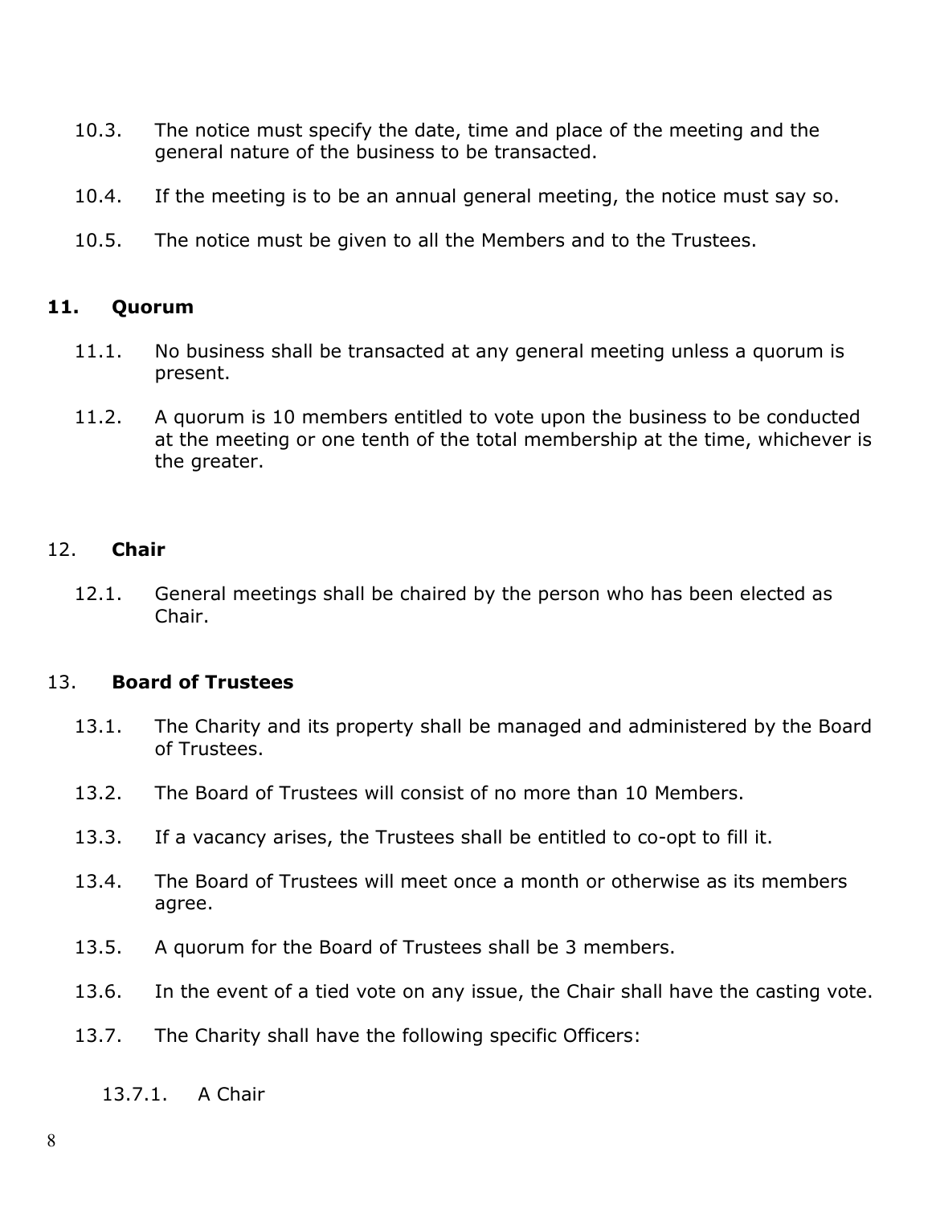10.3. The notice must specify the date, time and place of the meeting and the general nature of the business to be transacted.

10.4. If the meeting is to be an annual general meeting, the notice must say so.

10.5. The notice must be given to all the Members and to the Trustees.

## 11. Quorum

11.1. No business shall be transacted at any general meeting unless a quorum is present.

11.2. A quorum is 10 members entitled to vote upon the business to be conducted at the meeting or one tenth of the total membership at the time, whichever is the greater.

## 12. Chair

12.1. General meetings shall be chaired by the person who has been elected as Chair.

## 13. Board of Trustees

13.1. The Charity and its property shall be managed and administered by the Board of Trustees.

13.2. The Board of Trustees will consist of no more than 10 Members.

13.3. If a vacancy arises, the Trustees shall be entitled to co-opt to fill it.

13.4. The Board of Trustees will meet once a month or otherwise as its members agree.

13.5. A quorum for the Board of Trustees shall be 3 members.

13.6. In the event of a tied vote on any issue, the Chair shall have the casting vote.

13.7. The Charity shall have the following specific Officers:

13.7.1. A Chair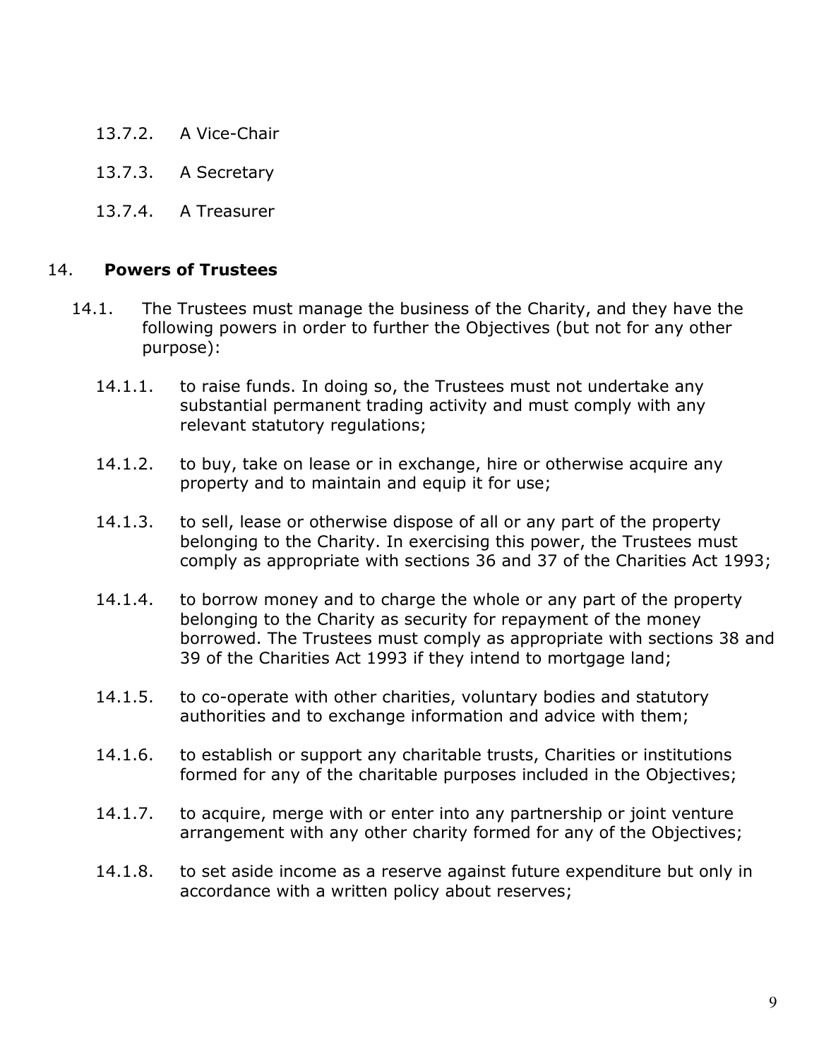13.7.2. A Vice-Chair

13.7.3. A Secretary

13.7.4. A Treasurer

## 14. **Powers of Trustees**

14.1. The Trustees must manage the business of the Charity, and they have the following powers in order to further the Objectives (but not for any other purpose):

14.1.1. to raise funds. In doing so, the Trustees must not undertake any substantial permanent trading activity and must comply with any relevant statutory regulations;

14.1.2. to buy, take on lease or in exchange, hire or otherwise acquire any property and to maintain and equip it for use;

14.1.3. to sell, lease or otherwise dispose of all or any part of the property belonging to the Charity. In exercising this power, the Trustees must comply as appropriate with sections 36 and 37 of the Charities Act 1993;

14.1.4. to borrow money and to charge the whole or any part of the property belonging to the Charity as security for repayment of the money borrowed. The Trustees must comply as appropriate with sections 38 and 39 of the Charities Act 1993 if they intend to mortgage land;

14.1.5. to co-operate with other charities, voluntary bodies and statutory authorities and to exchange information and advice with them;

14.1.6. to establish or support any charitable trusts, Charities or institutions formed for any of the charitable purposes included in the Objectives;

14.1.7. to acquire, merge with or enter into any partnership or joint venture arrangement with any other charity formed for any of the Objectives;

14.1.8. to set aside income as a reserve against future expenditure but only in accordance with a written policy about reserves;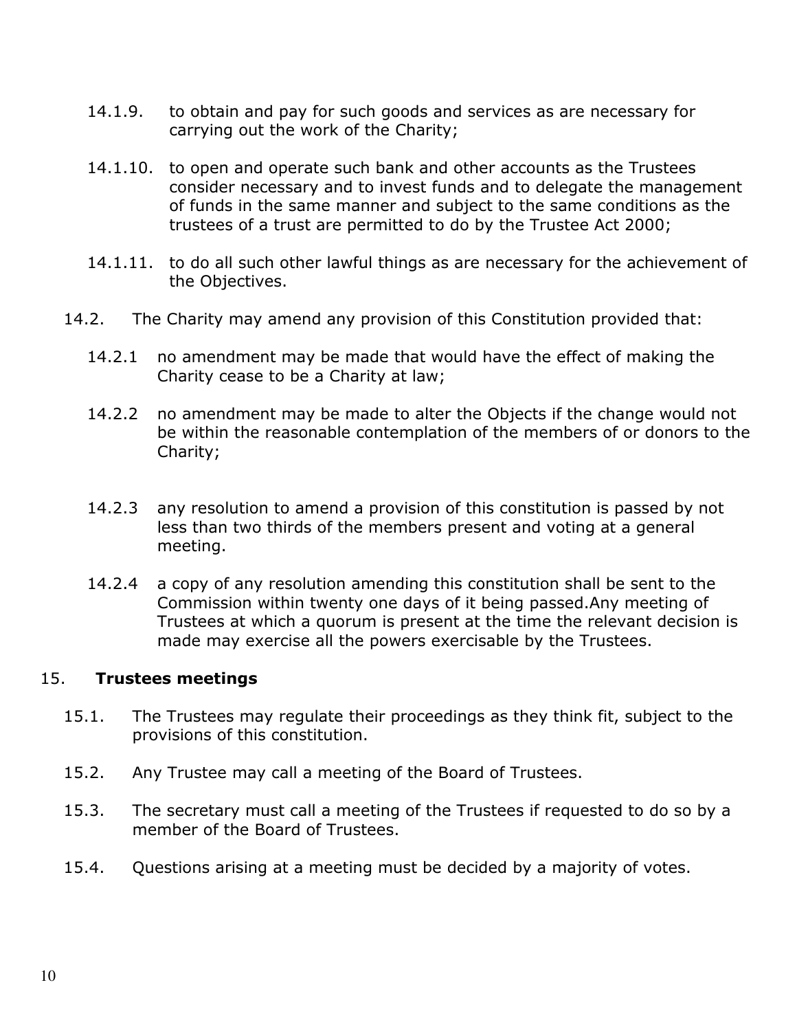14.1.9. to obtain and pay for such goods and services as are necessary for carrying out the work of the Charity;

14.1.10. to open and operate such bank and other accounts as the Trustees consider necessary and to invest funds and to delegate the management of funds in the same manner and subject to the same conditions as the trustees of a trust are permitted to do by the Trustee Act 2000;

14.1.11. to do all such other lawful things as are necessary for the achievement of the Objectives.

14.2. The Charity may amend any provision of this Constitution provided that:

14.2.1 no amendment may be made that would have the effect of making the Charity cease to be a Charity at law;

14.2.2 no amendment may be made to alter the Objects if the change would not be within the reasonable contemplation of the members of or donors to the Charity;

14.2.3 any resolution to amend a provision of this constitution is passed by not less than two thirds of the members present and voting at a general meeting.

14.2.4 a copy of any resolution amending this constitution shall be sent to the Commission within twenty one days of it being passed.Any meeting of Trustees at which a quorum is present at the time the relevant decision is made may exercise all the powers exercisable by the Trustees.

## 15. **Trustees meetings**

15.1. The Trustees may regulate their proceedings as they think fit, subject to the provisions of this constitution.

15.2. Any Trustee may call a meeting of the Board of Trustees.

15.3. The secretary must call a meeting of the Trustees if requested to do so by a member of the Board of Trustees.

15.4. Questions arising at a meeting must be decided by a majority of votes.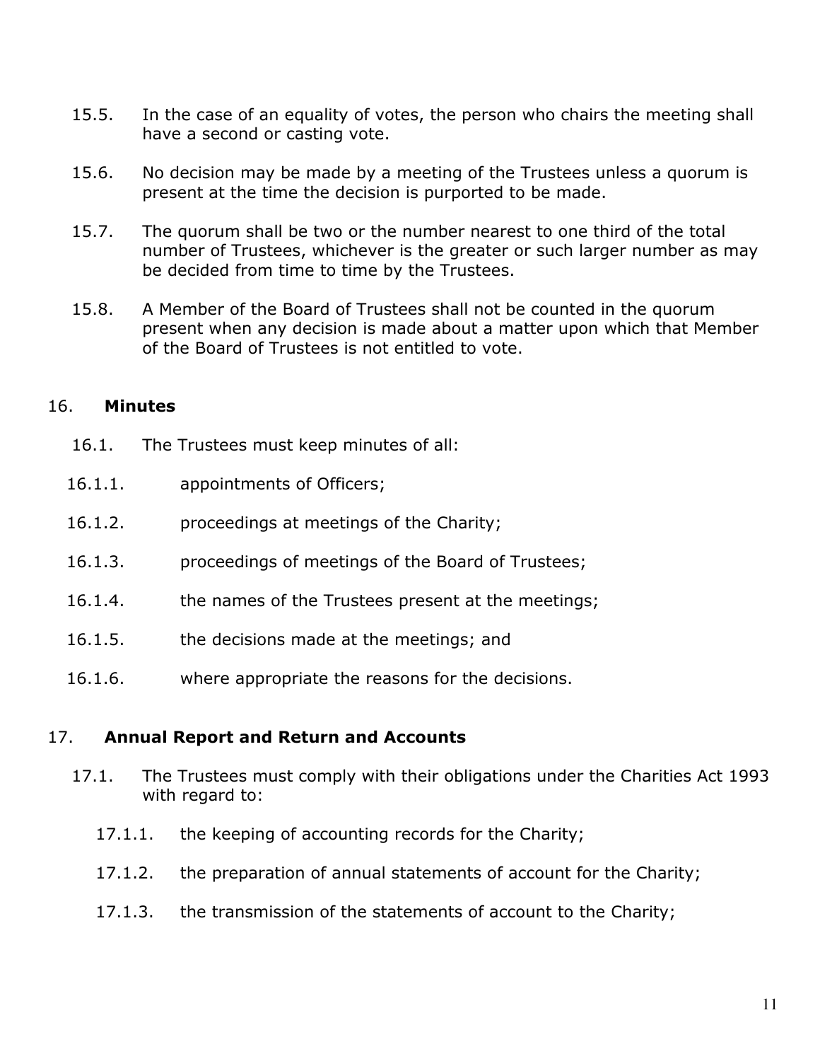15.5. In the case of an equality of votes, the person who chairs the meeting shall have a second or casting vote.

15.6. No decision may be made by a meeting of the Trustees unless a quorum is present at the time the decision is purported to be made.

15.7. The quorum shall be two or the number nearest to one third of the total number of Trustees, whichever is the greater or such larger number as may be decided from time to time by the Trustees.

15.8. A Member of the Board of Trustees shall not be counted in the quorum present when any decision is made about a matter upon which that Member of the Board of Trustees is not entitled to vote.

## 16. **Minutes**

16.1. The Trustees must keep minutes of all:

16.1.1. appointments of Officers;

16.1.2. proceedings at meetings of the Charity;

16.1.3. proceedings of meetings of the Board of Trustees;

16.1.4. the names of the Trustees present at the meetings;

16.1.5. the decisions made at the meetings; and

16.1.6. where appropriate the reasons for the decisions.

## 17. **Annual Report and Return and Accounts**

17.1. The Trustees must comply with their obligations under the Charities Act 1993 with regard to:

17.1.1. the keeping of accounting records for the Charity;

17.1.2. the preparation of annual statements of account for the Charity;

17.1.3. the transmission of the statements of account to the Charity;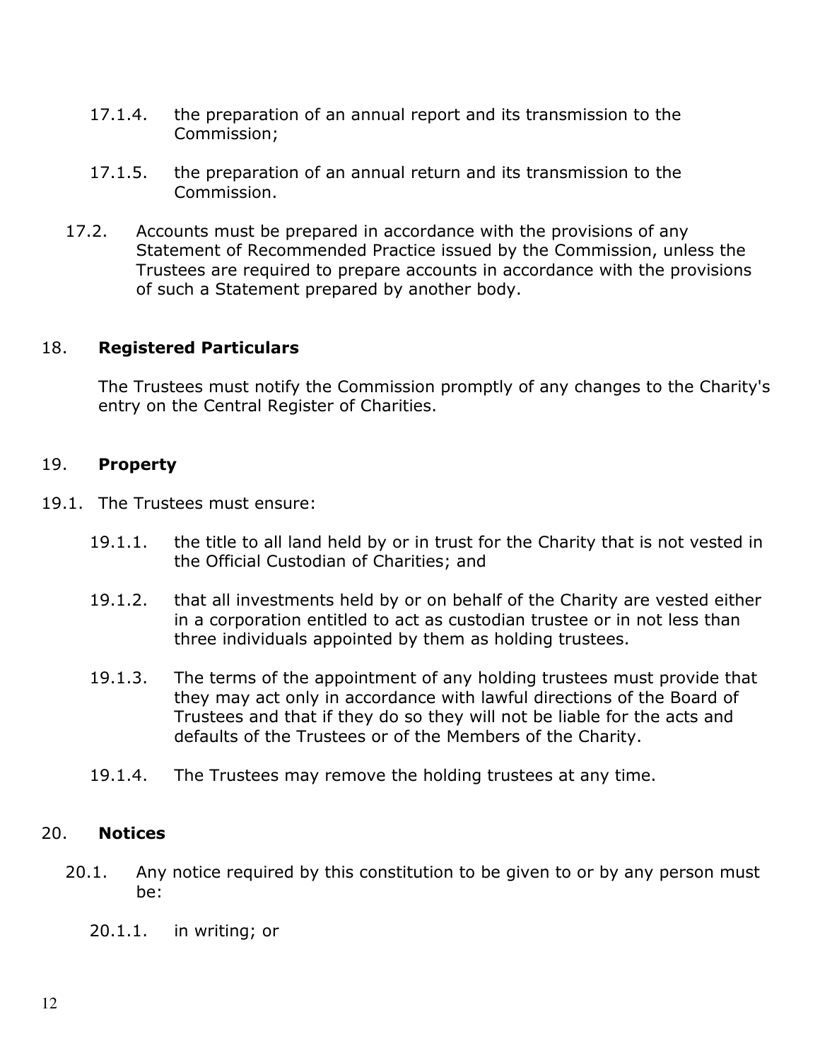17.1.4. the preparation of an annual report and its transmission to the Commission;

17.1.5. the preparation of an annual return and its transmission to the Commission.

17.2. Accounts must be prepared in accordance with the provisions of any Statement of Recommended Practice issued by the Commission, unless the Trustees are required to prepare accounts in accordance with the provisions of such a Statement prepared by another body.

## 18. **Registered Particulars**

The Trustees must notify the Commission promptly of any changes to the Charity's entry on the Central Register of Charities.

## 19. **Property**

19.1. The Trustees must ensure:

19.1.1. the title to all land held by or in trust for the Charity that is not vested in the Official Custodian of Charities; and

19.1.2. that all investments held by or on behalf of the Charity are vested either in a corporation entitled to act as custodian trustee or in not less than three individuals appointed by them as holding trustees.

19.1.3. The terms of the appointment of any holding trustees must provide that they may act only in accordance with lawful directions of the Board of Trustees and that if they do so they will not be liable for the acts and defaults of the Trustees or of the Members of the Charity.

19.1.4. The Trustees may remove the holding trustees at any time.

## 20. **Notices**

20.1. Any notice required by this constitution to be given to or by any person must be:

20.1.1. in writing; or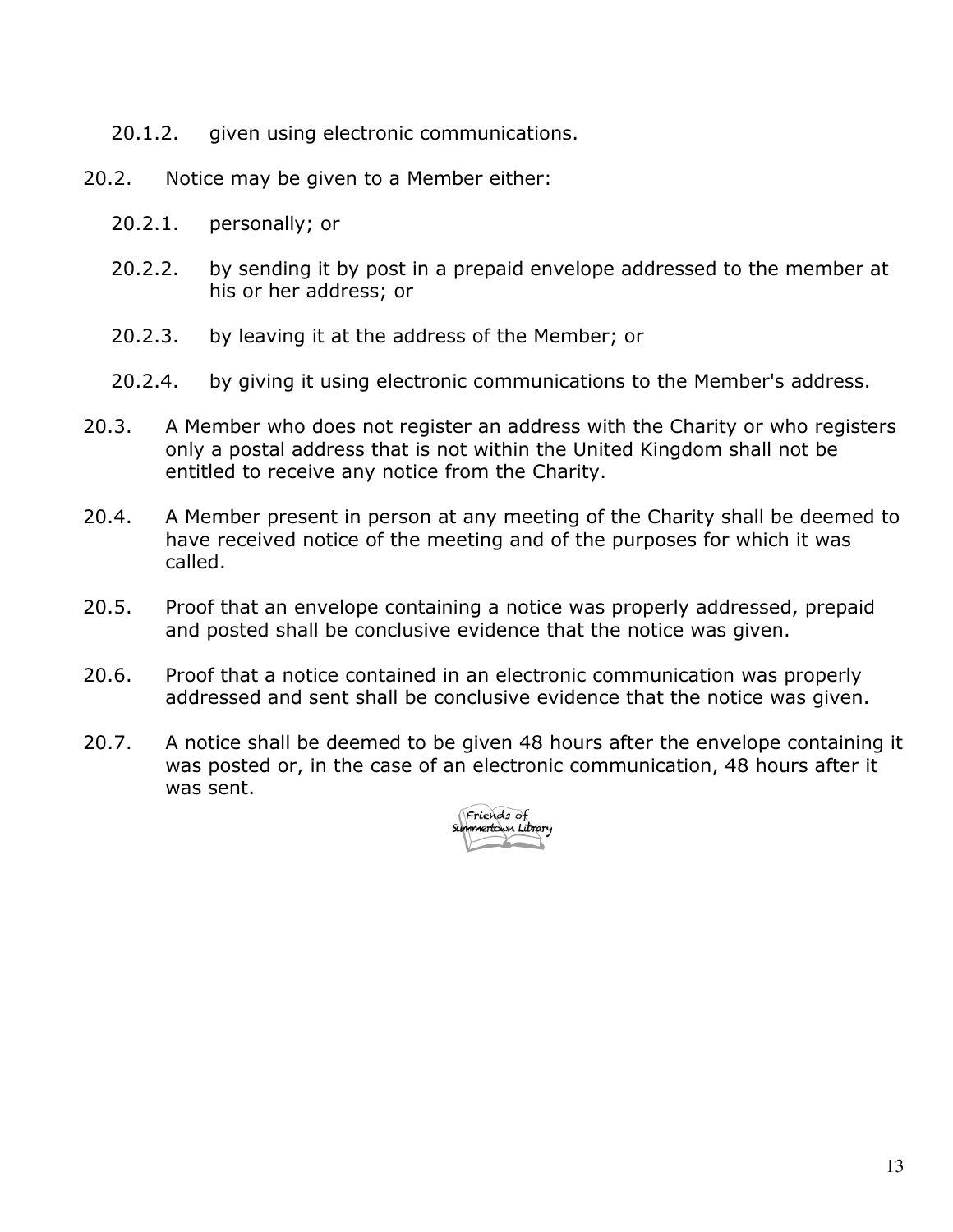20.1.2. given using electronic communications.

20.2. Notice may be given to a Member either:

20.2.1. personally; or

20.2.2. by sending it by post in a prepaid envelope addressed to the member at his or her address; or

20.2.3. by leaving it at the address of the Member; or

20.2.4. by giving it using electronic communications to the Member's address.

20.3. A Member who does not register an address with the Charity or who registers only a postal address that is not within the United Kingdom shall not be entitled to receive any notice from the Charity.

20.4. A Member present in person at any meeting of the Charity shall be deemed to have received notice of the meeting and of the purposes for which it was called.

20.5. Proof that an envelope containing a notice was properly addressed, prepaid and posted shall be conclusive evidence that the notice was given.

20.6. Proof that a notice contained in an electronic communication was properly addressed and sent shall be conclusive evidence that the notice was given.

20.7. A notice shall be deemed to be given 48 hours after the envelope containing it was posted or, in the case of an electronic communication, 48 hours after it was sent.

Friends of Summertown Library